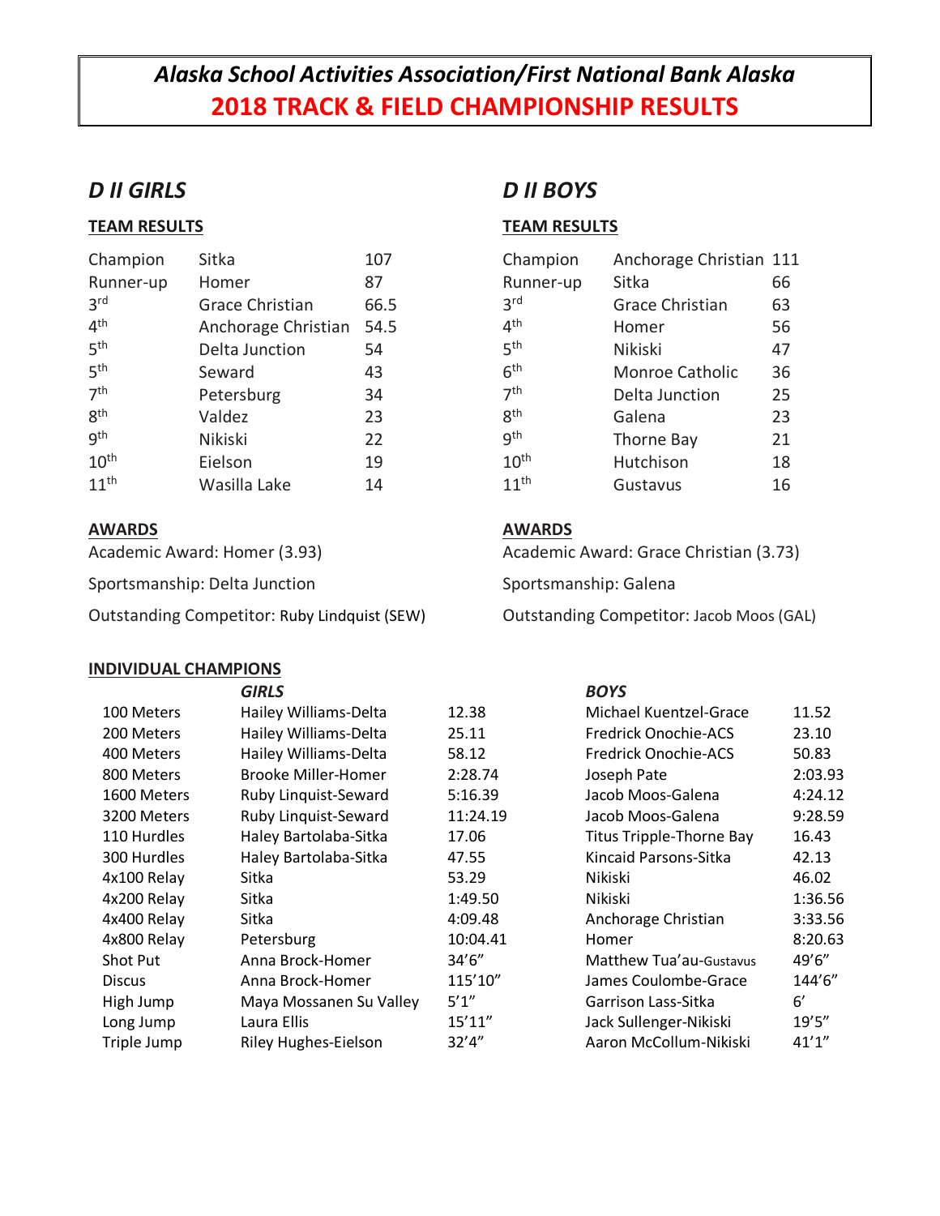# Alaska School Activities Association/First National Bank Alaska
# 2018 TRACK & FIELD CHAMPIONSHIP RESULTS

## D II GIRLS

**TEAM RESULTS**

| | | |
|---|---|---|
| Champion | Sitka | 107 |
| Runner-up | Homer | 87 |
| 3rd | Grace Christian | 66.5 |
| 4th | Anchorage Christian | 54.5 |
| 5th | Delta Junction | 54 |
| 5th | Seward | 43 |
| 7th | Petersburg | 34 |
| 8th | Valdez | 23 |
| 9th | Nikiski | 22 |
| 10th | Eielson | 19 |
| 11th | Wasilla Lake | 14 |

**AWARDS**

Academic Award: Homer (3.93)

Sportsmanship: Delta Junction

Outstanding Competitor: Ruby Lindquist (SEW)

## D II BOYS

**TEAM RESULTS**

| | | |
|---|---|---|
| Champion | Anchorage Christian | 111 |
| Runner-up | Sitka | 66 |
| 3rd | Grace Christian | 63 |
| 4th | Homer | 56 |
| 5th | Nikiski | 47 |
| 6th | Monroe Catholic | 36 |
| 7th | Delta Junction | 25 |
| 8th | Galena | 23 |
| 9th | Thorne Bay | 21 |
| 10th | Hutchison | 18 |
| 11th | Gustavus | 16 |

**AWARDS**

Academic Award: Grace Christian (3.73)

Sportsmanship: Galena

Outstanding Competitor: Jacob Moos (GAL)

**INDIVIDUAL CHAMPIONS**

| Event | *GIRLS* | | *BOYS* | |
|---|---|---|---|---|
| 100 Meters | Hailey Williams-Delta | 12.38 | Michael Kuentzel-Grace | 11.52 |
| 200 Meters | Hailey Williams-Delta | 25.11 | Fredrick Onochie-ACS | 23.10 |
| 400 Meters | Hailey Williams-Delta | 58.12 | Fredrick Onochie-ACS | 50.83 |
| 800 Meters | Brooke Miller-Homer | 2:28.74 | Joseph Pate | 2:03.93 |
| 1600 Meters | Ruby Linquist-Seward | 5:16.39 | Jacob Moos-Galena | 4:24.12 |
| 3200 Meters | Ruby Linquist-Seward | 11:24.19 | Jacob Moos-Galena | 9:28.59 |
| 110 Hurdles | Haley Bartolaba-Sitka | 17.06 | Titus Tripple-Thorne Bay | 16.43 |
| 300 Hurdles | Haley Bartolaba-Sitka | 47.55 | Kincaid Parsons-Sitka | 42.13 |
| 4x100 Relay | Sitka | 53.29 | Nikiski | 46.02 |
| 4x200 Relay | Sitka | 1:49.50 | Nikiski | 1:36.56 |
| 4x400 Relay | Sitka | 4:09.48 | Anchorage Christian | 3:33.56 |
| 4x800 Relay | Petersburg | 10:04.41 | Homer | 8:20.63 |
| Shot Put | Anna Brock-Homer | 34'6" | Matthew Tua'au-Gustavus | 49'6" |
| Discus | Anna Brock-Homer | 115'10" | James Coulombe-Grace | 144'6" |
| High Jump | Maya Mossanen Su Valley | 5'1" | Garrison Lass-Sitka | 6' |
| Long Jump | Laura Ellis | 15'11" | Jack Sullenger-Nikiski | 19'5" |
| Triple Jump | Riley Hughes-Eielson | 32'4" | Aaron McCollum-Nikiski | 41'1" |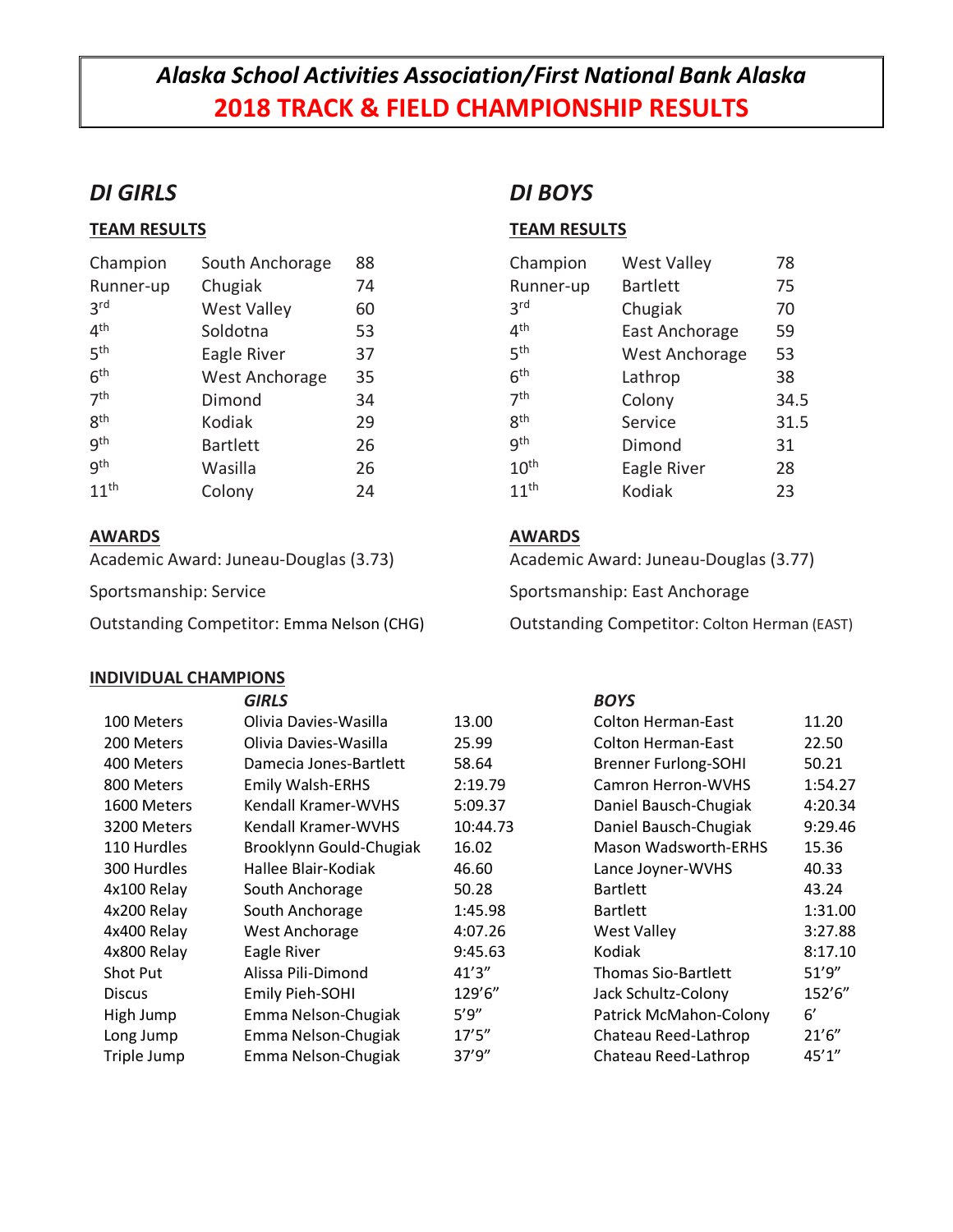# *Alaska School Activities Association/First National Bank Alaska*
# 2018 TRACK & FIELD CHAMPIONSHIP RESULTS

## *DI GIRLS*

### TEAM RESULTS

| | | |
|---|---|---|
| Champion | South Anchorage | 88 |
| Runner-up | Chugiak | 74 |
| 3rd | West Valley | 60 |
| 4th | Soldotna | 53 |
| 5th | Eagle River | 37 |
| 6th | West Anchorage | 35 |
| 7th | Dimond | 34 |
| 8th | Kodiak | 29 |
| 9th | Bartlett | 26 |
| 9th | Wasilla | 26 |
| 11th | Colony | 24 |

### AWARDS

Academic Award: Juneau-Douglas (3.73)

Sportsmanship: Service

Outstanding Competitor: Emma Nelson (CHG)

## *DI BOYS*

### TEAM RESULTS

| | | |
|---|---|---|
| Champion | West Valley | 78 |
| Runner-up | Bartlett | 75 |
| 3rd | Chugiak | 70 |
| 4th | East Anchorage | 59 |
| 5th | West Anchorage | 53 |
| 6th | Lathrop | 38 |
| 7th | Colony | 34.5 |
| 8th | Service | 31.5 |
| 9th | Dimond | 31 |
| 10th | Eagle River | 28 |
| 11th | Kodiak | 23 |

### AWARDS

Academic Award: Juneau-Douglas (3.77)

Sportsmanship: East Anchorage

Outstanding Competitor: Colton Herman (EAST)

### INDIVIDUAL CHAMPIONS

| | *GIRLS* | | *BOYS* | |
|---|---|---|---|---|
| 100 Meters | Olivia Davies-Wasilla | 13.00 | Colton Herman-East | 11.20 |
| 200 Meters | Olivia Davies-Wasilla | 25.99 | Colton Herman-East | 22.50 |
| 400 Meters | Damecia Jones-Bartlett | 58.64 | Brenner Furlong-SOHI | 50.21 |
| 800 Meters | Emily Walsh-ERHS | 2:19.79 | Camron Herron-WVHS | 1:54.27 |
| 1600 Meters | Kendall Kramer-WVHS | 5:09.37 | Daniel Bausch-Chugiak | 4:20.34 |
| 3200 Meters | Kendall Kramer-WVHS | 10:44.73 | Daniel Bausch-Chugiak | 9:29.46 |
| 110 Hurdles | Brooklynn Gould-Chugiak | 16.02 | Mason Wadsworth-ERHS | 15.36 |
| 300 Hurdles | Hallee Blair-Kodiak | 46.60 | Lance Joyner-WVHS | 40.33 |
| 4x100 Relay | South Anchorage | 50.28 | Bartlett | 43.24 |
| 4x200 Relay | South Anchorage | 1:45.98 | Bartlett | 1:31.00 |
| 4x400 Relay | West Anchorage | 4:07.26 | West Valley | 3:27.88 |
| 4x800 Relay | Eagle River | 9:45.63 | Kodiak | 8:17.10 |
| Shot Put | Alissa Pili-Dimond | 41'3" | Thomas Sio-Bartlett | 51'9" |
| Discus | Emily Pieh-SOHI | 129'6" | Jack Schultz-Colony | 152'6" |
| High Jump | Emma Nelson-Chugiak | 5'9" | Patrick McMahon-Colony | 6' |
| Long Jump | Emma Nelson-Chugiak | 17'5" | Chateau Reed-Lathrop | 21'6" |
| Triple Jump | Emma Nelson-Chugiak | 37'9" | Chateau Reed-Lathrop | 45'1" |